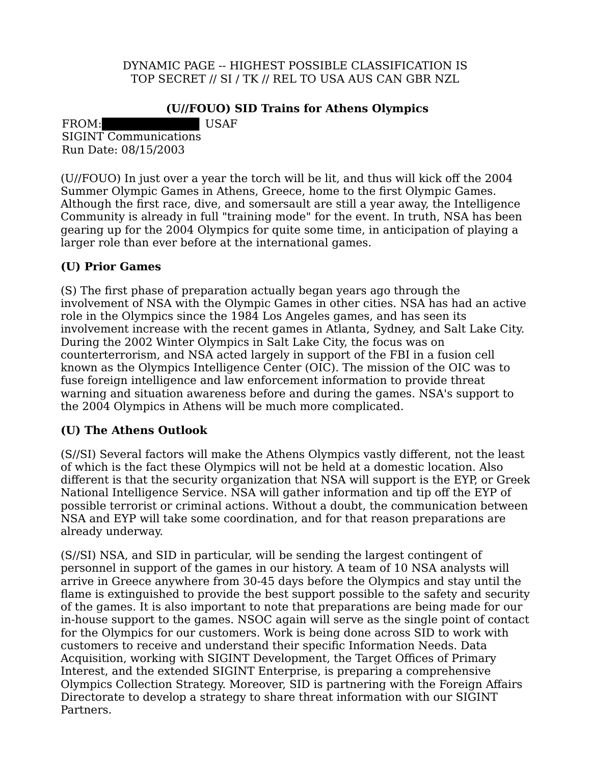DYNAMIC PAGE -- HIGHEST POSSIBLE CLASSIFICATION IS
TOP SECRET // SI / TK // REL TO USA AUS CAN GBR NZL

# (U//FOUO) SID Trains for Athens Olympics

FROM: ██████████ USAF
SIGINT Communications
Run Date: 08/15/2003

(U//FOUO) In just over a year the torch will be lit, and thus will kick off the 2004 Summer Olympic Games in Athens, Greece, home to the first Olympic Games. Although the first race, dive, and somersault are still a year away, the Intelligence Community is already in full "training mode" for the event. In truth, NSA has been gearing up for the 2004 Olympics for quite some time, in anticipation of playing a larger role than ever before at the international games.

## (U) Prior Games

(S) The first phase of preparation actually began years ago through the involvement of NSA with the Olympic Games in other cities. NSA has had an active role in the Olympics since the 1984 Los Angeles games, and has seen its involvement increase with the recent games in Atlanta, Sydney, and Salt Lake City. During the 2002 Winter Olympics in Salt Lake City, the focus was on counterterrorism, and NSA acted largely in support of the FBI in a fusion cell known as the Olympics Intelligence Center (OIC). The mission of the OIC was to fuse foreign intelligence and law enforcement information to provide threat warning and situation awareness before and during the games. NSA's support to the 2004 Olympics in Athens will be much more complicated.

## (U) The Athens Outlook

(S//SI) Several factors will make the Athens Olympics vastly different, not the least of which is the fact these Olympics will not be held at a domestic location. Also different is that the security organization that NSA will support is the EYP, or Greek National Intelligence Service. NSA will gather information and tip off the EYP of possible terrorist or criminal actions. Without a doubt, the communication between NSA and EYP will take some coordination, and for that reason preparations are already underway.

(S//SI) NSA, and SID in particular, will be sending the largest contingent of personnel in support of the games in our history. A team of 10 NSA analysts will arrive in Greece anywhere from 30-45 days before the Olympics and stay until the flame is extinguished to provide the best support possible to the safety and security of the games. It is also important to note that preparations are being made for our in-house support to the games. NSOC again will serve as the single point of contact for the Olympics for our customers. Work is being done across SID to work with customers to receive and understand their specific Information Needs. Data Acquisition, working with SIGINT Development, the Target Offices of Primary Interest, and the extended SIGINT Enterprise, is preparing a comprehensive Olympics Collection Strategy. Moreover, SID is partnering with the Foreign Affairs Directorate to develop a strategy to share threat information with our SIGINT Partners.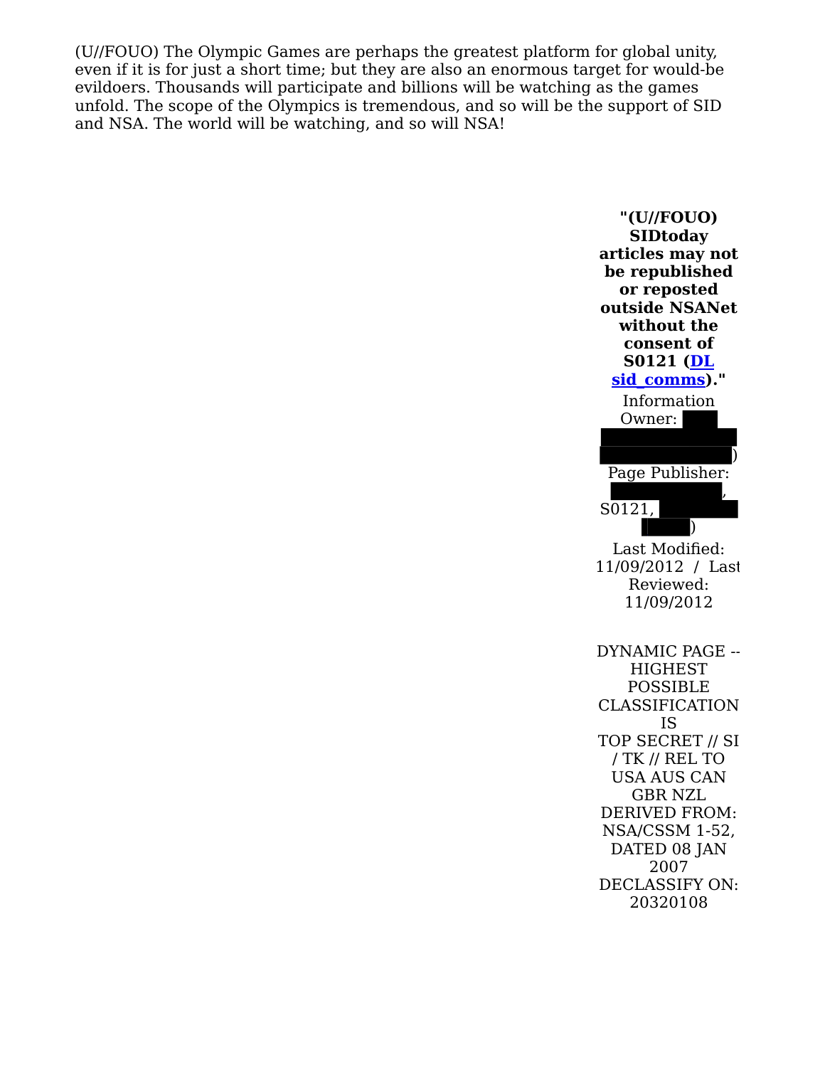(U//FOUO) The Olympic Games are perhaps the greatest platform for global unity, even if it is for just a short time; but they are also an enormous target for would-be evildoers. Thousands will participate and billions will be watching as the games unfold. The scope of the Olympics is tremendous, and so will be the support of SID and NSA. The world will be watching, and so will NSA!

**"(U//FOUO) SIDtoday articles may not be republished or reposted outside NSANet without the consent of S0121 ([DL sid_comms](DL sid_comms))."**

Information Owner: ██████ ████████████)

Page Publisher: ████████████, S0121, ██████████)

Last Modified: 11/09/2012 / Last Reviewed: 11/09/2012

DYNAMIC PAGE -- HIGHEST POSSIBLE CLASSIFICATION IS TOP SECRET // SI / TK // REL TO USA AUS CAN GBR NZL

DERIVED FROM: NSA/CSSM 1-52, DATED 08 JAN 2007

DECLASSIFY ON: 20320108